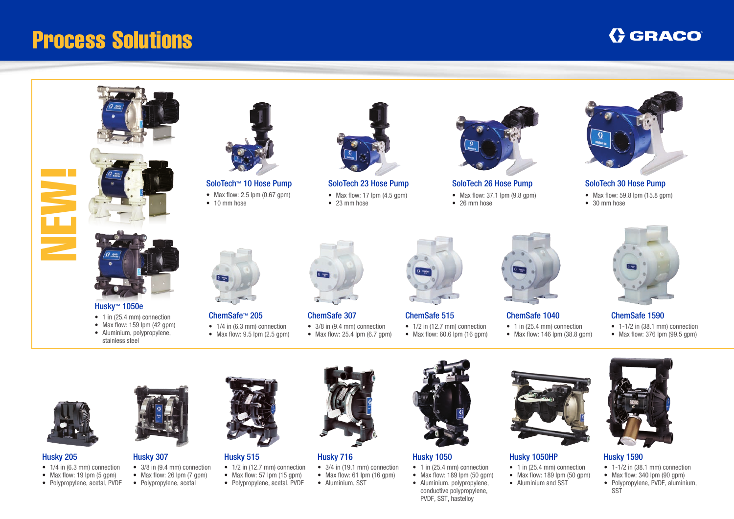# Process Solutions

GRACO

NEW!

### SoloTech™ 10 Hose Pump

- Max flow: 2.5 lpm (0.67 gpm)
- 10 mm hose

### SoloTech 23 Hose Pump

- Max flow: 17 lpm (4.5 gpm)
- 23 mm hose

### SoloTech 26 Hose Pump

- Max flow: 37.1 lpm (9.8 gpm)
- 26 mm hose

### SoloTech 30 Hose Pump

- Max flow: 59.8 lpm (15.8 gpm)
- 30 mm hose

### Husky™ 1050e

- 1 in (25.4 mm) connection
- Max flow: 159 lpm (42 gpm)
- Aluminium, polypropylene, stainless steel

### ChemSafe™ 205

- 1/4 in (6.3 mm) connection
- Max flow: 9.5 lpm (2.5 gpm)

### ChemSafe 307

- 3/8 in (9.4 mm) connection
- Max flow: 25.4 lpm (6.7 gpm)

### ChemSafe 515

- 1/2 in (12.7 mm) connection
- Max flow: 60.6 lpm (16 gpm)

### ChemSafe 1040

- 1 in (25.4 mm) connection
- Max flow: 146 lpm (38.8 gpm)

### ChemSafe 1590

- 1-1/2 in (38.1 mm) connection
- Max flow: 376 lpm (99.5 gpm)

### Husky 205

- 1/4 in (6.3 mm) connection
- Max flow: 19 lpm (5 gpm)
- Polypropylene, acetal, PVDF

### Husky 307

- 3/8 in (9.4 mm) connection
- Max flow: 26 lpm (7 gpm)
- Polypropylene, acetal

### Husky 515

- 1/2 in (12.7 mm) connection
- Max flow: 57 lpm (15 gpm)
- Polypropylene, acetal, PVDF

### Husky 716

- 3/4 in (19.1 mm) connection
- Max flow: 61 lpm (16 gpm)
- Aluminium, SST

### Husky 1050

- 1 in (25.4 mm) connection
- Max flow: 189 lpm (50 gpm)
- Aluminium, polypropylene, conductive polypropylene, PVDF, SST, hastelloy

### Husky 1050HP

- 1 in (25.4 mm) connection
- Max flow: 189 lpm (50 gpm)
- Aluminium and SST

### Husky 1590

- 1-1/2 in (38.1 mm) connection
- Max flow: 340 lpm (90 gpm)
- Polypropylene, PVDF, aluminium, SST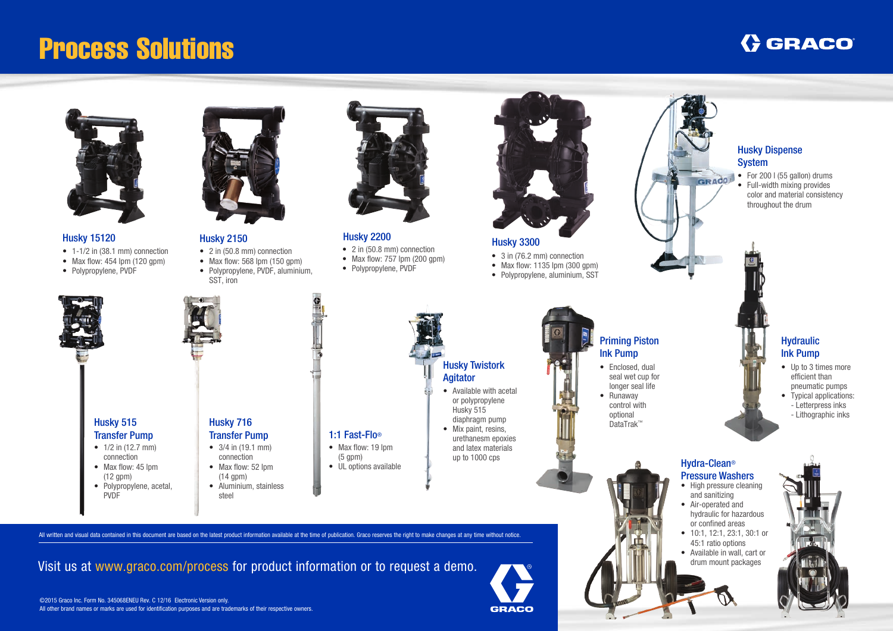# Process Solutions

GRACO

### Husky 15120

- 1-1/2 in (38.1 mm) connection
- Max flow: 454 lpm (120 gpm)
- Polypropylene, PVDF

### Husky 2150

- 2 in (50.8 mm) connection
- Max flow: 568 lpm (150 gpm)
- Polypropylene, PVDF, aluminium, SST, iron

### Husky 2200

- 2 in (50.8 mm) connection
- Max flow: 757 lpm (200 gpm)
- Polypropylene, PVDF

### Husky 3300

- 3 in (76.2 mm) connection
- Max flow: 1135 lpm (300 gpm)
- Polypropylene, aluminium, SST

### Husky Dispense System

- For 200 l (55 gallon) drums
- Full-width mixing provides color and material consistency throughout the drum

### Husky 515 Transfer Pump

- 1/2 in (12.7 mm) connection
- Max flow: 45 lpm (12 gpm)
- Polypropylene, acetal, PVDF

### Husky 716 Transfer Pump

- 3/4 in (19.1 mm) connection
- Max flow: 52 lpm (14 gpm)
- Aluminium, stainless steel

### 1:1 Fast-Flo®

- Max flow: 19 lpm (5 gpm)
- UL options available

### Husky Twistork Agitator

- Available with acetal or polypropylene Husky 515 diaphragm pump
- Mix paint, resins, urethanesm epoxies and latex materials up to 1000 cps

### Priming Piston Ink Pump

- Enclosed, dual seal wet cup for longer seal life
- Runaway control with optional DataTrak™

### Hydraulic Ink Pump

- Up to 3 times more efficient than pneumatic pumps
- Typical applications:
  - Letterpress inks
  - Lithographic inks

### Hydra-Clean® Pressure Washers

- High pressure cleaning and sanitizing
- Air-operated and hydraulic for hazardous or confined areas
- 10:1, 12:1, 23:1, 30:1 or 45:1 ratio options
- Available in wall, cart or drum mount packages

All written and visual data contained in this document are based on the latest product information available at the time of publication. Graco reserves the right to make changes at any time without notice.

Visit us at www.graco.com/process for product information or to request a demo.

©2015 Graco Inc. Form No. 345068ENEU Rev. C 12/16 Electronic Version only.
All other brand names or marks are used for identification purposes and are trademarks of their respective owners.

GRACO